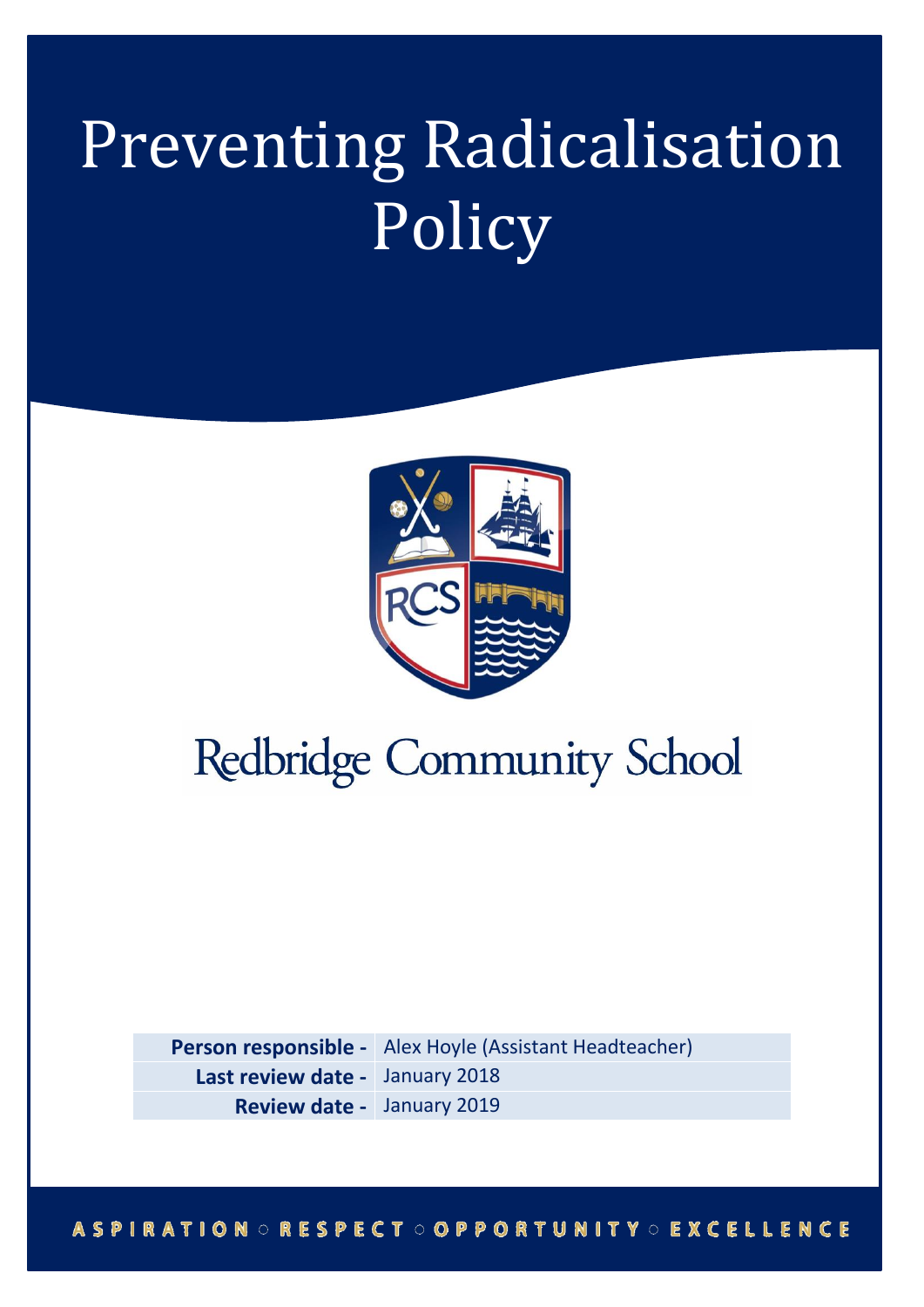# Preventing Radicalisation Policy

Redbridge Community School

| | |
|---|---|
| **Person responsible -** | Alex Hoyle (Assistant Headteacher) |
| **Last review date -** | January 2018 |
| **Review date -** | January 2019 |

ASPIRATION ○ RESPECT ○ OPPORTUNITY ○ EXCELLENCE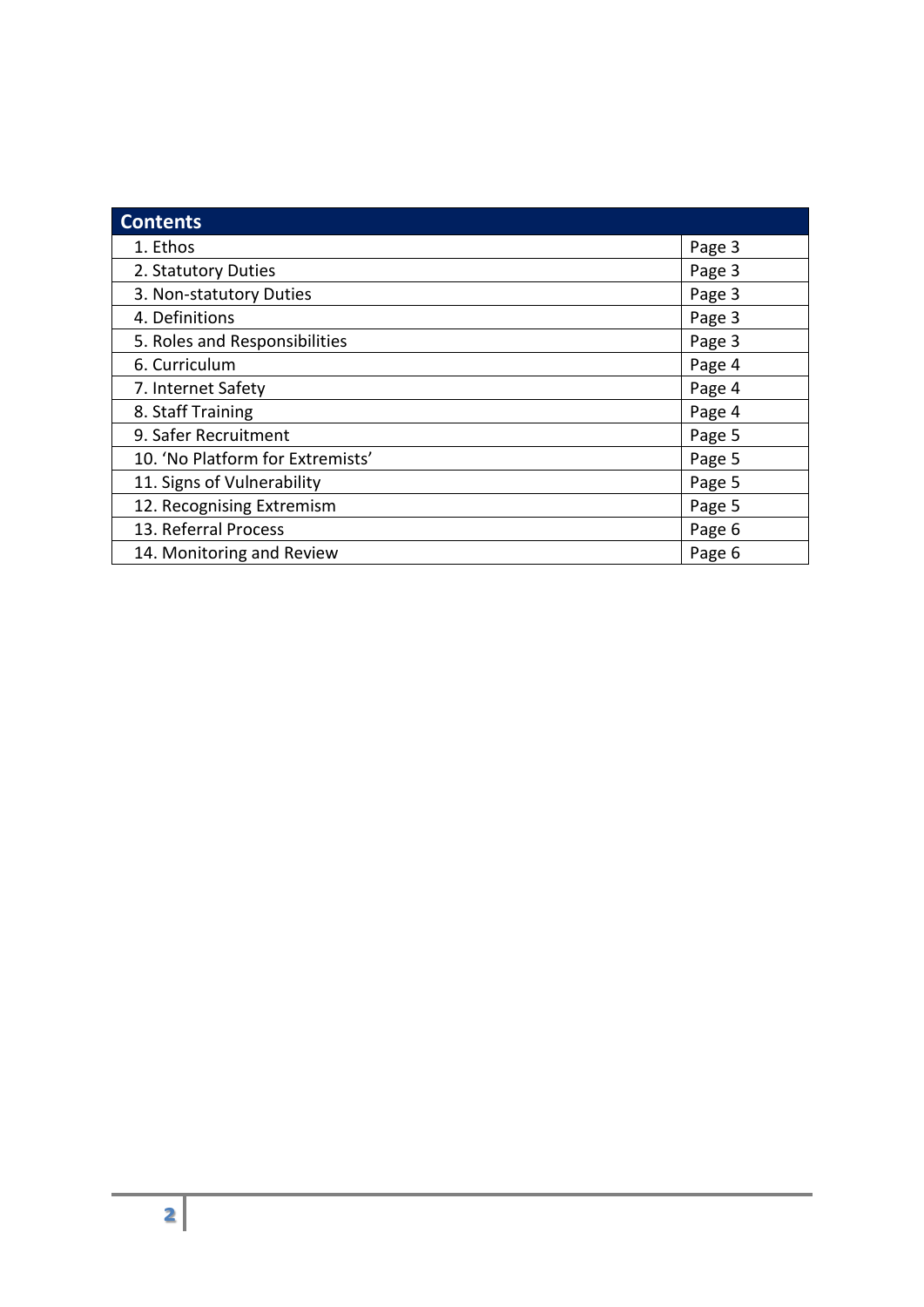| Contents | |
|---|---|
| 1. Ethos | Page 3 |
| 2. Statutory Duties | Page 3 |
| 3. Non-statutory Duties | Page 3 |
| 4. Definitions | Page 3 |
| 5. Roles and Responsibilities | Page 3 |
| 6. Curriculum | Page 4 |
| 7. Internet Safety | Page 4 |
| 8. Staff Training | Page 4 |
| 9. Safer Recruitment | Page 5 |
| 10. 'No Platform for Extremists' | Page 5 |
| 11. Signs of Vulnerability | Page 5 |
| 12. Recognising Extremism | Page 5 |
| 13. Referral Process | Page 6 |
| 14. Monitoring and Review | Page 6 |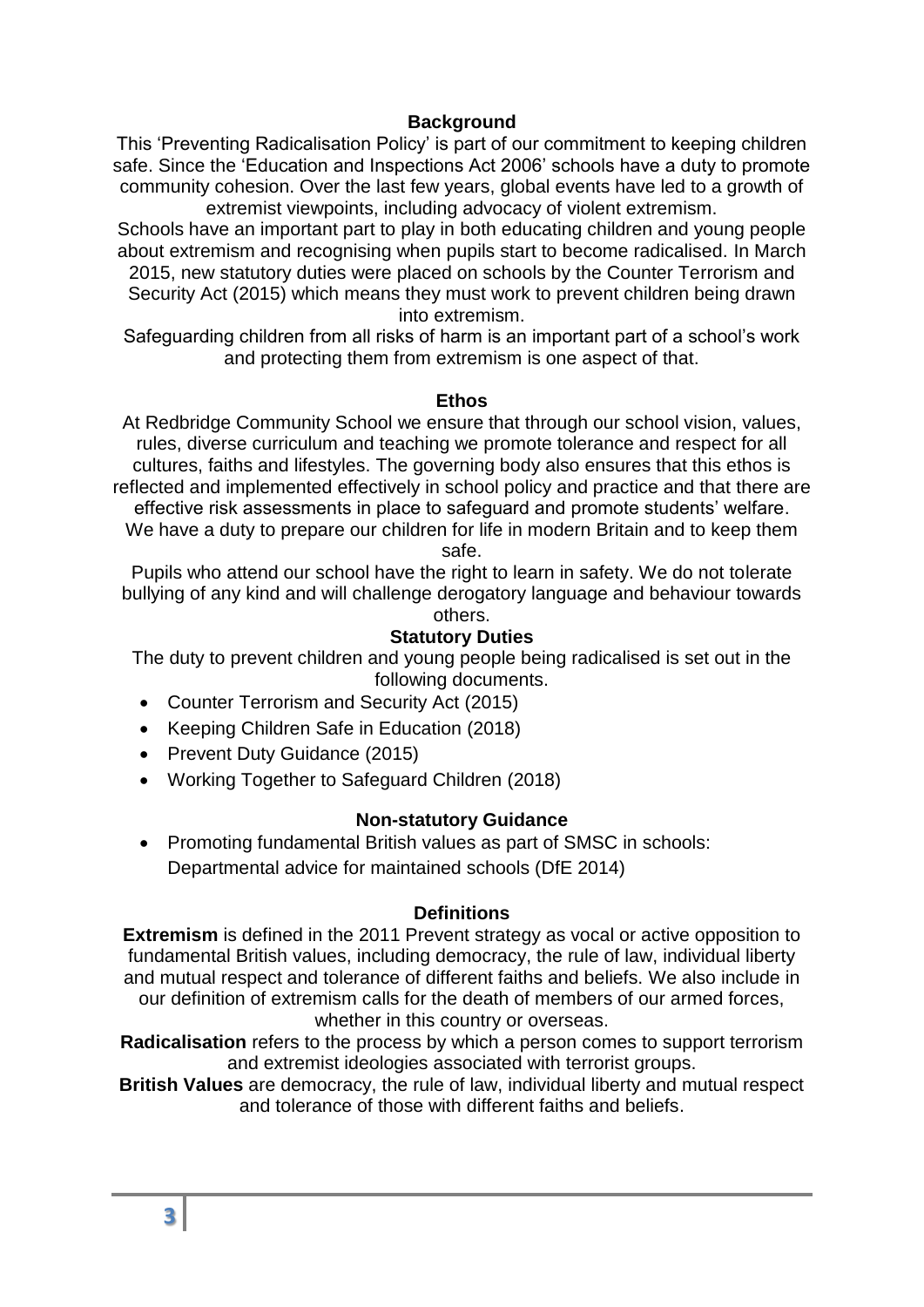## Background

This 'Preventing Radicalisation Policy' is part of our commitment to keeping children safe. Since the 'Education and Inspections Act 2006' schools have a duty to promote community cohesion. Over the last few years, global events have led to a growth of extremist viewpoints, including advocacy of violent extremism.

Schools have an important part to play in both educating children and young people about extremism and recognising when pupils start to become radicalised. In March 2015, new statutory duties were placed on schools by the Counter Terrorism and Security Act (2015) which means they must work to prevent children being drawn into extremism.

Safeguarding children from all risks of harm is an important part of a school's work and protecting them from extremism is one aspect of that.

## Ethos

At Redbridge Community School we ensure that through our school vision, values, rules, diverse curriculum and teaching we promote tolerance and respect for all cultures, faiths and lifestyles. The governing body also ensures that this ethos is reflected and implemented effectively in school policy and practice and that there are effective risk assessments in place to safeguard and promote students' welfare.

We have a duty to prepare our children for life in modern Britain and to keep them safe.

Pupils who attend our school have the right to learn in safety. We do not tolerate bullying of any kind and will challenge derogatory language and behaviour towards others.

## Statutory Duties

The duty to prevent children and young people being radicalised is set out in the following documents.

- Counter Terrorism and Security Act (2015)
- Keeping Children Safe in Education (2018)
- Prevent Duty Guidance (2015)
- Working Together to Safeguard Children (2018)

## Non-statutory Guidance

- Promoting fundamental British values as part of SMSC in schools: Departmental advice for maintained schools (DfE 2014)

## Definitions

**Extremism** is defined in the 2011 Prevent strategy as vocal or active opposition to fundamental British values, including democracy, the rule of law, individual liberty and mutual respect and tolerance of different faiths and beliefs. We also include in our definition of extremism calls for the death of members of our armed forces, whether in this country or overseas.

**Radicalisation** refers to the process by which a person comes to support terrorism and extremist ideologies associated with terrorist groups.

**British Values** are democracy, the rule of law, individual liberty and mutual respect and tolerance of those with different faiths and beliefs.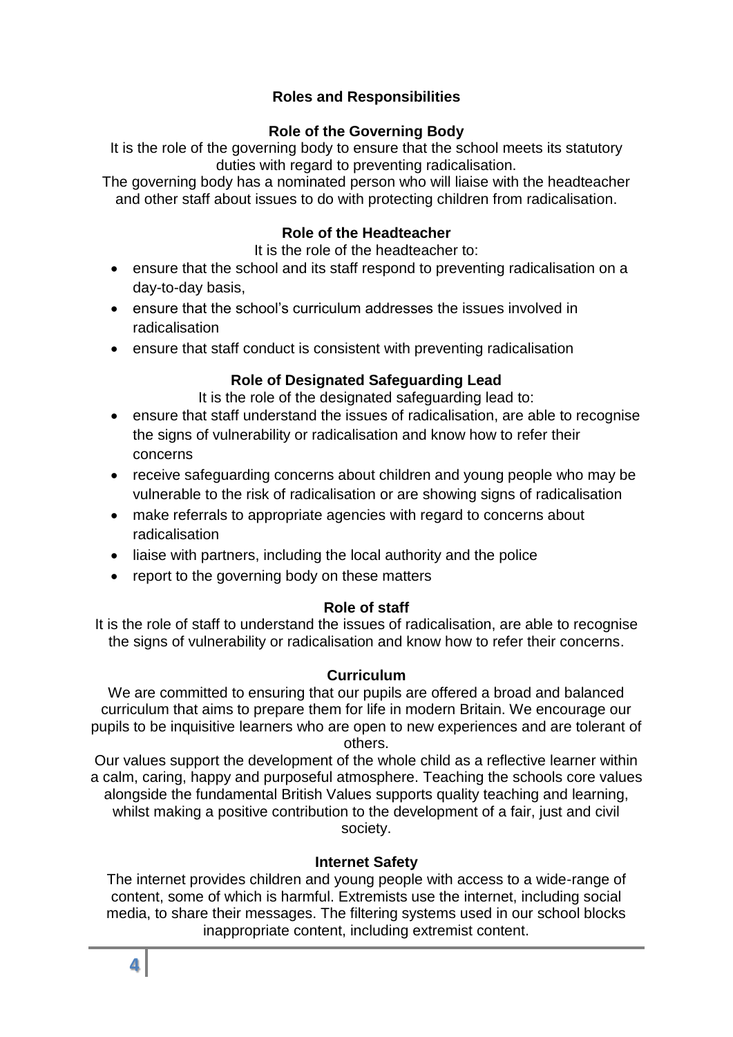## Roles and Responsibilities

### Role of the Governing Body

It is the role of the governing body to ensure that the school meets its statutory duties with regard to preventing radicalisation.

The governing body has a nominated person who will liaise with the headteacher and other staff about issues to do with protecting children from radicalisation.

### Role of the Headteacher

It is the role of the headteacher to:

- ensure that the school and its staff respond to preventing radicalisation on a day-to-day basis,
- ensure that the school's curriculum addresses the issues involved in radicalisation
- ensure that staff conduct is consistent with preventing radicalisation

### Role of Designated Safeguarding Lead

It is the role of the designated safeguarding lead to:

- ensure that staff understand the issues of radicalisation, are able to recognise the signs of vulnerability or radicalisation and know how to refer their concerns
- receive safeguarding concerns about children and young people who may be vulnerable to the risk of radicalisation or are showing signs of radicalisation
- make referrals to appropriate agencies with regard to concerns about radicalisation
- liaise with partners, including the local authority and the police
- report to the governing body on these matters

### Role of staff

It is the role of staff to understand the issues of radicalisation, are able to recognise the signs of vulnerability or radicalisation and know how to refer their concerns.

### Curriculum

We are committed to ensuring that our pupils are offered a broad and balanced curriculum that aims to prepare them for life in modern Britain. We encourage our pupils to be inquisitive learners who are open to new experiences and are tolerant of others.

Our values support the development of the whole child as a reflective learner within a calm, caring, happy and purposeful atmosphere. Teaching the schools core values alongside the fundamental British Values supports quality teaching and learning, whilst making a positive contribution to the development of a fair, just and civil society.

### Internet Safety

The internet provides children and young people with access to a wide-range of content, some of which is harmful. Extremists use the internet, including social media, to share their messages. The filtering systems used in our school blocks inappropriate content, including extremist content.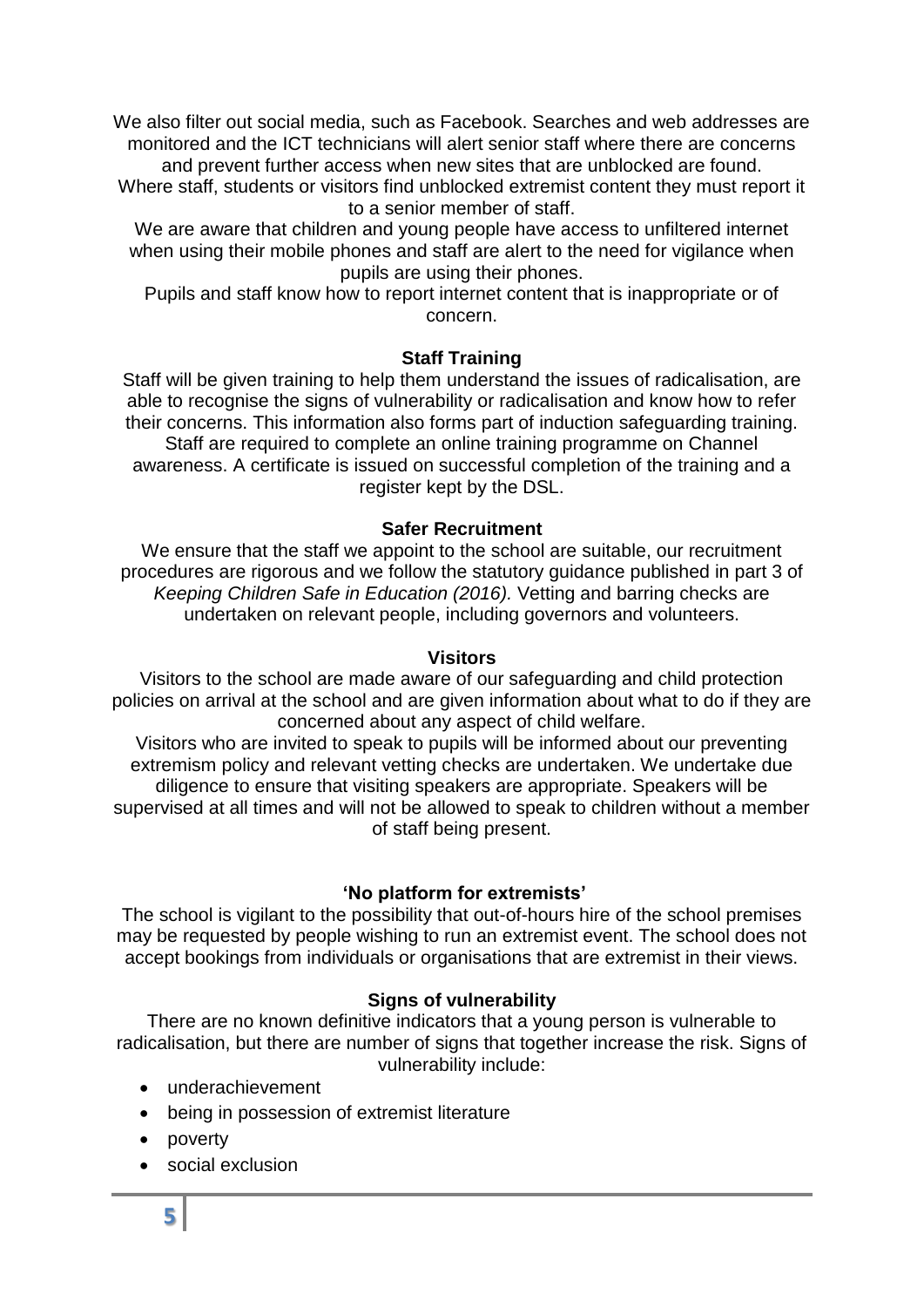We also filter out social media, such as Facebook. Searches and web addresses are monitored and the ICT technicians will alert senior staff where there are concerns and prevent further access when new sites that are unblocked are found.
Where staff, students or visitors find unblocked extremist content they must report it to a senior member of staff.

We are aware that children and young people have access to unfiltered internet when using their mobile phones and staff are alert to the need for vigilance when pupils are using their phones.

Pupils and staff know how to report internet content that is inappropriate or of concern.

**Staff Training**

Staff will be given training to help them understand the issues of radicalisation, are able to recognise the signs of vulnerability or radicalisation and know how to refer their concerns. This information also forms part of induction safeguarding training. Staff are required to complete an online training programme on Channel awareness. A certificate is issued on successful completion of the training and a register kept by the DSL.

**Safer Recruitment**

We ensure that the staff we appoint to the school are suitable, our recruitment procedures are rigorous and we follow the statutory guidance published in part 3 of *Keeping Children Safe in Education (2016).* Vetting and barring checks are undertaken on relevant people, including governors and volunteers.

**Visitors**

Visitors to the school are made aware of our safeguarding and child protection policies on arrival at the school and are given information about what to do if they are concerned about any aspect of child welfare.

Visitors who are invited to speak to pupils will be informed about our preventing extremism policy and relevant vetting checks are undertaken. We undertake due diligence to ensure that visiting speakers are appropriate. Speakers will be supervised at all times and will not be allowed to speak to children without a member of staff being present.

**'No platform for extremists'**

The school is vigilant to the possibility that out-of-hours hire of the school premises may be requested by people wishing to run an extremist event. The school does not accept bookings from individuals or organisations that are extremist in their views.

**Signs of vulnerability**

There are no known definitive indicators that a young person is vulnerable to radicalisation, but there are number of signs that together increase the risk. Signs of vulnerability include:

- underachievement
- being in possession of extremist literature
- poverty
- social exclusion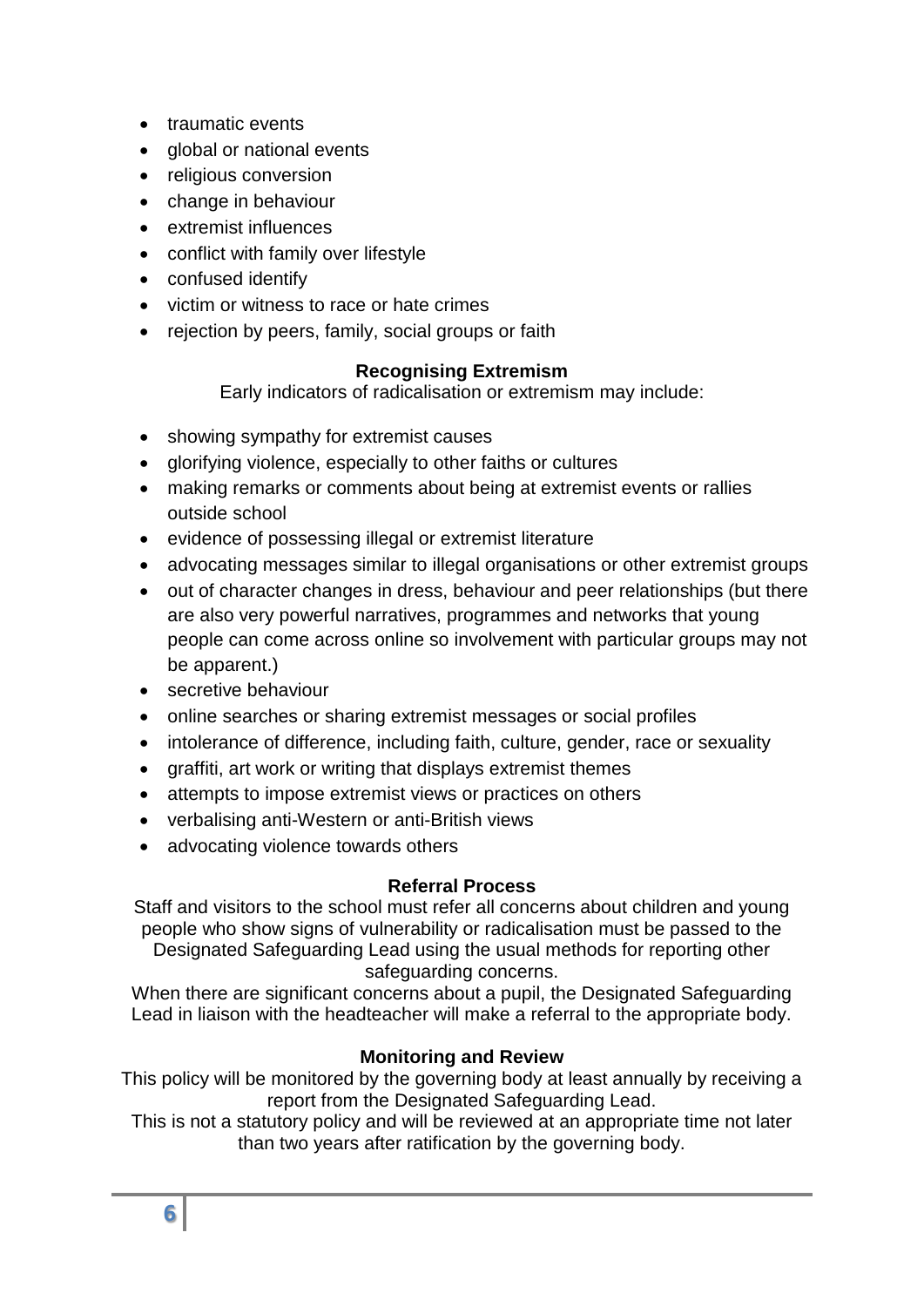- traumatic events
- global or national events
- religious conversion
- change in behaviour
- extremist influences
- conflict with family over lifestyle
- confused identify
- victim or witness to race or hate crimes
- rejection by peers, family, social groups or faith

### Recognising Extremism

Early indicators of radicalisation or extremism may include:

- showing sympathy for extremist causes
- glorifying violence, especially to other faiths or cultures
- making remarks or comments about being at extremist events or rallies outside school
- evidence of possessing illegal or extremist literature
- advocating messages similar to illegal organisations or other extremist groups
- out of character changes in dress, behaviour and peer relationships (but there are also very powerful narratives, programmes and networks that young people can come across online so involvement with particular groups may not be apparent.)
- secretive behaviour
- online searches or sharing extremist messages or social profiles
- intolerance of difference, including faith, culture, gender, race or sexuality
- graffiti, art work or writing that displays extremist themes
- attempts to impose extremist views or practices on others
- verbalising anti-Western or anti-British views
- advocating violence towards others

### Referral Process

Staff and visitors to the school must refer all concerns about children and young people who show signs of vulnerability or radicalisation must be passed to the Designated Safeguarding Lead using the usual methods for reporting other safeguarding concerns.

When there are significant concerns about a pupil, the Designated Safeguarding Lead in liaison with the headteacher will make a referral to the appropriate body.

### Monitoring and Review

This policy will be monitored by the governing body at least annually by receiving a report from the Designated Safeguarding Lead.

This is not a statutory policy and will be reviewed at an appropriate time not later than two years after ratification by the governing body.